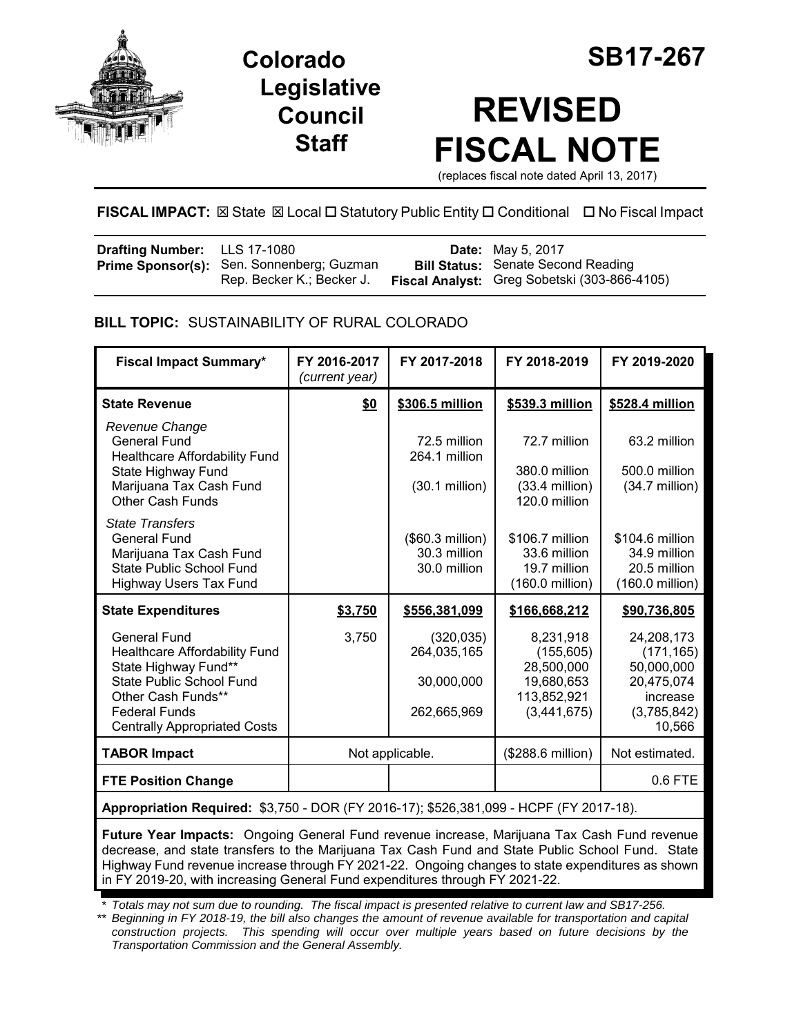# Colorado Legislative Council Staff

# SB17-267

# REVISED FISCAL NOTE

(replaces fiscal note dated April 13, 2017)

**FISCAL IMPACT:** ☒ State ☒ Local ☐ Statutory Public Entity ☐ Conditional ☐ No Fiscal Impact

| | | | |
|---|---|---|---|
| **Drafting Number:** | LLS 17-1080 | **Date:** | May 5, 2017 |
| **Prime Sponsor(s):** | Sen. Sonnenberg; Guzman<br>Rep. Becker K.; Becker J. | **Bill Status:** | Senate Second Reading |
| | | **Fiscal Analyst:** | Greg Sobetski (303-866-4105) |

## BILL TOPIC: SUSTAINABILITY OF RURAL COLORADO

| Fiscal Impact Summary* | FY 2016-2017 *(current year)* | FY 2017-2018 | FY 2018-2019 | FY 2019-2020 |
|---|---|---|---|---|
| **State Revenue** | **$0** | **$306.5 million** | **$539.3 million** | **$528.4 million** |
| *Revenue Change* | | | | |
| General Fund | | 72.5 million | 72.7 million | 63.2 million |
| Healthcare Affordability Fund | | 264.1 million | | |
| State Highway Fund | | | 380.0 million | 500.0 million |
| Marijuana Tax Cash Fund | | (30.1 million) | (33.4 million) | (34.7 million) |
| Other Cash Funds | | | 120.0 million | |
| *State Transfers* | | | | |
| General Fund | | ($60.3 million) | $106.7 million | $104.6 million |
| Marijuana Tax Cash Fund | | 30.3 million | 33.6 million | 34.9 million |
| State Public School Fund | | 30.0 million | 19.7 million | 20.5 million |
| Highway Users Tax Fund | | | (160.0 million) | (160.0 million) |
| **State Expenditures** | **$3,750** | **$556,381,099** | **$166,668,212** | **$90,736,805** |
| General Fund | 3,750 | (320,035) | 8,231,918 | 24,208,173 |
| Healthcare Affordability Fund | | 264,035,165 | (155,605) | (171,165) |
| State Highway Fund** | | | 28,500,000 | 50,000,000 |
| State Public School Fund | | 30,000,000 | 19,680,653 | 20,475,074 |
| Other Cash Funds** | | | 113,852,921 | increase |
| Federal Funds | | 262,665,969 | (3,441,675) | (3,785,842) |
| Centrally Appropriated Costs | | | | 10,566 |
| **TABOR Impact** | Not applicable. | | ($288.6 million) | Not estimated. |
| **FTE Position Change** | | | | 0.6 FTE |

**Appropriation Required:** $3,750 - DOR (FY 2016-17); $526,381,099 - HCPF (FY 2017-18).

**Future Year Impacts:** Ongoing General Fund revenue increase, Marijuana Tax Cash Fund revenue decrease, and state transfers to the Marijuana Tax Cash Fund and State Public School Fund. State Highway Fund revenue increase through FY 2021-22. Ongoing changes to state expenditures as shown in FY 2019-20, with increasing General Fund expenditures through FY 2021-22.

\* *Totals may not sum due to rounding. The fiscal impact is presented relative to current law and SB17-256.*

\*\* *Beginning in FY 2018-19, the bill also changes the amount of revenue available for transportation and capital construction projects. This spending will occur over multiple years based on future decisions by the Transportation Commission and the General Assembly.*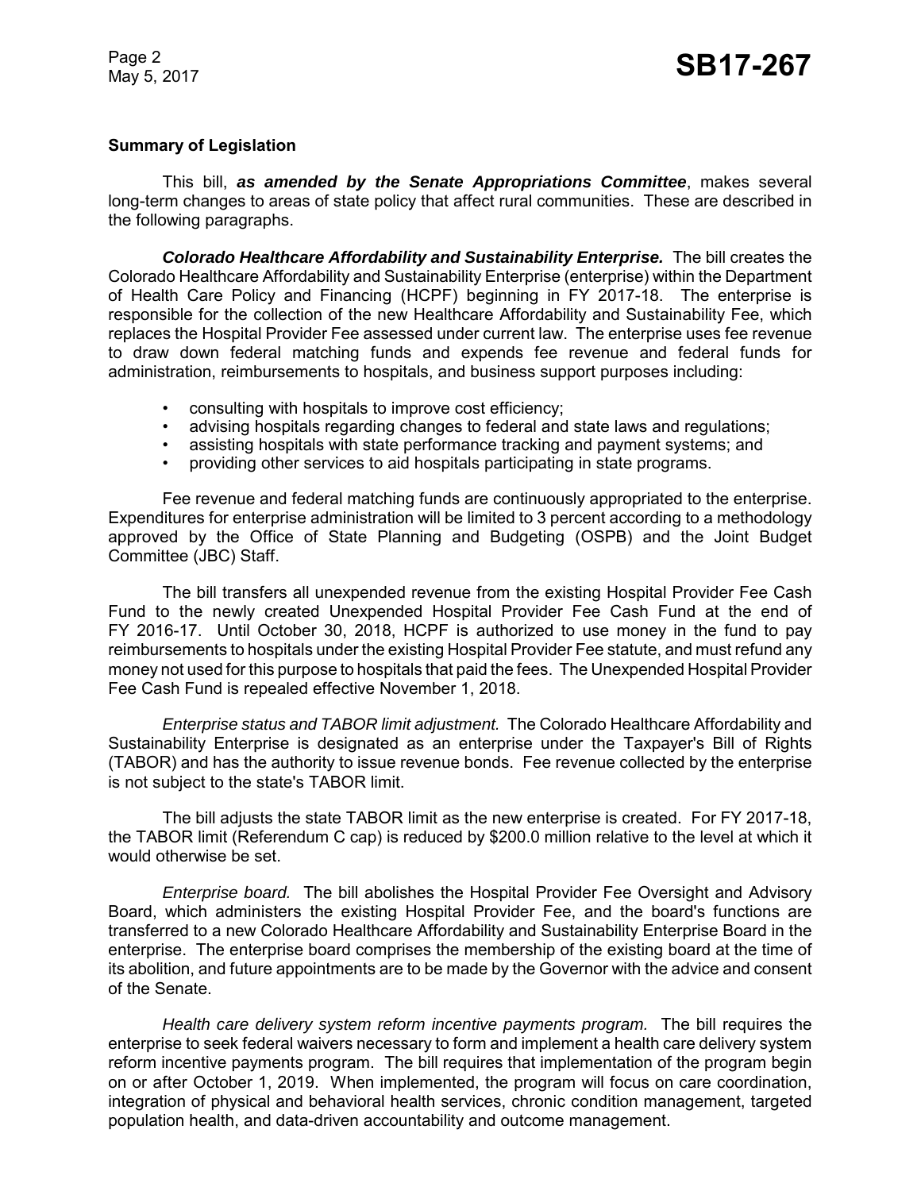**Summary of Legislation**

This bill, ***as amended by the Senate Appropriations Committee***, makes several long-term changes to areas of state policy that affect rural communities. These are described in the following paragraphs.

***Colorado Healthcare Affordability and Sustainability Enterprise.*** The bill creates the Colorado Healthcare Affordability and Sustainability Enterprise (enterprise) within the Department of Health Care Policy and Financing (HCPF) beginning in FY 2017-18. The enterprise is responsible for the collection of the new Healthcare Affordability and Sustainability Fee, which replaces the Hospital Provider Fee assessed under current law. The enterprise uses fee revenue to draw down federal matching funds and expends fee revenue and federal funds for administration, reimbursements to hospitals, and business support purposes including:

- consulting with hospitals to improve cost efficiency;
- advising hospitals regarding changes to federal and state laws and regulations;
- assisting hospitals with state performance tracking and payment systems; and
- providing other services to aid hospitals participating in state programs.

Fee revenue and federal matching funds are continuously appropriated to the enterprise. Expenditures for enterprise administration will be limited to 3 percent according to a methodology approved by the Office of State Planning and Budgeting (OSPB) and the Joint Budget Committee (JBC) Staff.

The bill transfers all unexpended revenue from the existing Hospital Provider Fee Cash Fund to the newly created Unexpended Hospital Provider Fee Cash Fund at the end of FY 2016-17. Until October 30, 2018, HCPF is authorized to use money in the fund to pay reimbursements to hospitals under the existing Hospital Provider Fee statute, and must refund any money not used for this purpose to hospitals that paid the fees. The Unexpended Hospital Provider Fee Cash Fund is repealed effective November 1, 2018.

*Enterprise status and TABOR limit adjustment.* The Colorado Healthcare Affordability and Sustainability Enterprise is designated as an enterprise under the Taxpayer's Bill of Rights (TABOR) and has the authority to issue revenue bonds. Fee revenue collected by the enterprise is not subject to the state's TABOR limit.

The bill adjusts the state TABOR limit as the new enterprise is created. For FY 2017-18, the TABOR limit (Referendum C cap) is reduced by $200.0 million relative to the level at which it would otherwise be set.

*Enterprise board.* The bill abolishes the Hospital Provider Fee Oversight and Advisory Board, which administers the existing Hospital Provider Fee, and the board's functions are transferred to a new Colorado Healthcare Affordability and Sustainability Enterprise Board in the enterprise. The enterprise board comprises the membership of the existing board at the time of its abolition, and future appointments are to be made by the Governor with the advice and consent of the Senate.

*Health care delivery system reform incentive payments program.* The bill requires the enterprise to seek federal waivers necessary to form and implement a health care delivery system reform incentive payments program. The bill requires that implementation of the program begin on or after October 1, 2019. When implemented, the program will focus on care coordination, integration of physical and behavioral health services, chronic condition management, targeted population health, and data-driven accountability and outcome management.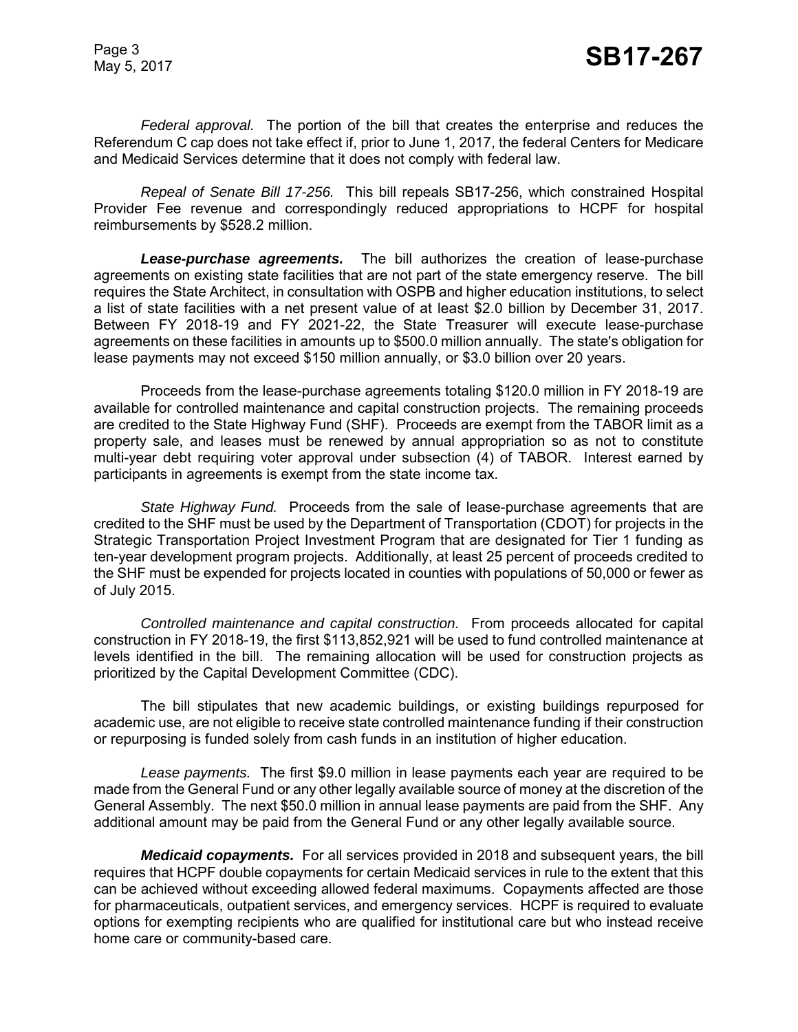*Federal approval.* The portion of the bill that creates the enterprise and reduces the Referendum C cap does not take effect if, prior to June 1, 2017, the federal Centers for Medicare and Medicaid Services determine that it does not comply with federal law.

*Repeal of Senate Bill 17-256.* This bill repeals SB17-256, which constrained Hospital Provider Fee revenue and correspondingly reduced appropriations to HCPF for hospital reimbursements by $528.2 million.

***Lease-purchase agreements.*** The bill authorizes the creation of lease-purchase agreements on existing state facilities that are not part of the state emergency reserve. The bill requires the State Architect, in consultation with OSPB and higher education institutions, to select a list of state facilities with a net present value of at least $2.0 billion by December 31, 2017. Between FY 2018-19 and FY 2021-22, the State Treasurer will execute lease-purchase agreements on these facilities in amounts up to $500.0 million annually. The state's obligation for lease payments may not exceed $150 million annually, or $3.0 billion over 20 years.

Proceeds from the lease-purchase agreements totaling $120.0 million in FY 2018-19 are available for controlled maintenance and capital construction projects. The remaining proceeds are credited to the State Highway Fund (SHF). Proceeds are exempt from the TABOR limit as a property sale, and leases must be renewed by annual appropriation so as not to constitute multi-year debt requiring voter approval under subsection (4) of TABOR. Interest earned by participants in agreements is exempt from the state income tax.

*State Highway Fund.* Proceeds from the sale of lease-purchase agreements that are credited to the SHF must be used by the Department of Transportation (CDOT) for projects in the Strategic Transportation Project Investment Program that are designated for Tier 1 funding as ten-year development program projects. Additionally, at least 25 percent of proceeds credited to the SHF must be expended for projects located in counties with populations of 50,000 or fewer as of July 2015.

*Controlled maintenance and capital construction.* From proceeds allocated for capital construction in FY 2018-19, the first $113,852,921 will be used to fund controlled maintenance at levels identified in the bill. The remaining allocation will be used for construction projects as prioritized by the Capital Development Committee (CDC).

The bill stipulates that new academic buildings, or existing buildings repurposed for academic use, are not eligible to receive state controlled maintenance funding if their construction or repurposing is funded solely from cash funds in an institution of higher education.

*Lease payments.* The first $9.0 million in lease payments each year are required to be made from the General Fund or any other legally available source of money at the discretion of the General Assembly. The next $50.0 million in annual lease payments are paid from the SHF. Any additional amount may be paid from the General Fund or any other legally available source.

***Medicaid copayments.*** For all services provided in 2018 and subsequent years, the bill requires that HCPF double copayments for certain Medicaid services in rule to the extent that this can be achieved without exceeding allowed federal maximums. Copayments affected are those for pharmaceuticals, outpatient services, and emergency services. HCPF is required to evaluate options for exempting recipients who are qualified for institutional care but who instead receive home care or community-based care.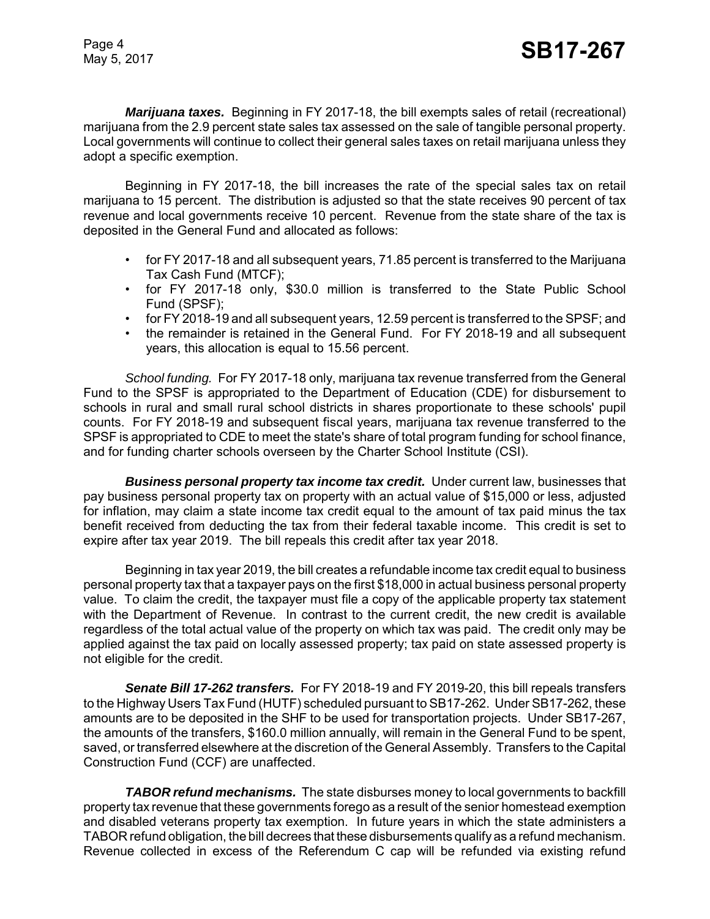***Marijuana taxes.*** Beginning in FY 2017-18, the bill exempts sales of retail (recreational) marijuana from the 2.9 percent state sales tax assessed on the sale of tangible personal property. Local governments will continue to collect their general sales taxes on retail marijuana unless they adopt a specific exemption.

Beginning in FY 2017-18, the bill increases the rate of the special sales tax on retail marijuana to 15 percent. The distribution is adjusted so that the state receives 90 percent of tax revenue and local governments receive 10 percent. Revenue from the state share of the tax is deposited in the General Fund and allocated as follows:

- for FY 2017-18 and all subsequent years, 71.85 percent is transferred to the Marijuana Tax Cash Fund (MTCF);
- for FY 2017-18 only, $30.0 million is transferred to the State Public School Fund (SPSF);
- for FY 2018-19 and all subsequent years, 12.59 percent is transferred to the SPSF; and
- the remainder is retained in the General Fund. For FY 2018-19 and all subsequent years, this allocation is equal to 15.56 percent.

*School funding.* For FY 2017-18 only, marijuana tax revenue transferred from the General Fund to the SPSF is appropriated to the Department of Education (CDE) for disbursement to schools in rural and small rural school districts in shares proportionate to these schools' pupil counts. For FY 2018-19 and subsequent fiscal years, marijuana tax revenue transferred to the SPSF is appropriated to CDE to meet the state's share of total program funding for school finance, and for funding charter schools overseen by the Charter School Institute (CSI).

***Business personal property tax income tax credit.*** Under current law, businesses that pay business personal property tax on property with an actual value of $15,000 or less, adjusted for inflation, may claim a state income tax credit equal to the amount of tax paid minus the tax benefit received from deducting the tax from their federal taxable income. This credit is set to expire after tax year 2019. The bill repeals this credit after tax year 2018.

Beginning in tax year 2019, the bill creates a refundable income tax credit equal to business personal property tax that a taxpayer pays on the first $18,000 in actual business personal property value. To claim the credit, the taxpayer must file a copy of the applicable property tax statement with the Department of Revenue. In contrast to the current credit, the new credit is available regardless of the total actual value of the property on which tax was paid. The credit only may be applied against the tax paid on locally assessed property; tax paid on state assessed property is not eligible for the credit.

***Senate Bill 17-262 transfers.*** For FY 2018-19 and FY 2019-20, this bill repeals transfers to the Highway Users Tax Fund (HUTF) scheduled pursuant to SB17-262. Under SB17-262, these amounts are to be deposited in the SHF to be used for transportation projects. Under SB17-267, the amounts of the transfers, $160.0 million annually, will remain in the General Fund to be spent, saved, or transferred elsewhere at the discretion of the General Assembly. Transfers to the Capital Construction Fund (CCF) are unaffected.

***TABOR refund mechanisms.*** The state disburses money to local governments to backfill property tax revenue that these governments forego as a result of the senior homestead exemption and disabled veterans property tax exemption. In future years in which the state administers a TABOR refund obligation, the bill decrees that these disbursements qualify as a refund mechanism. Revenue collected in excess of the Referendum C cap will be refunded via existing refund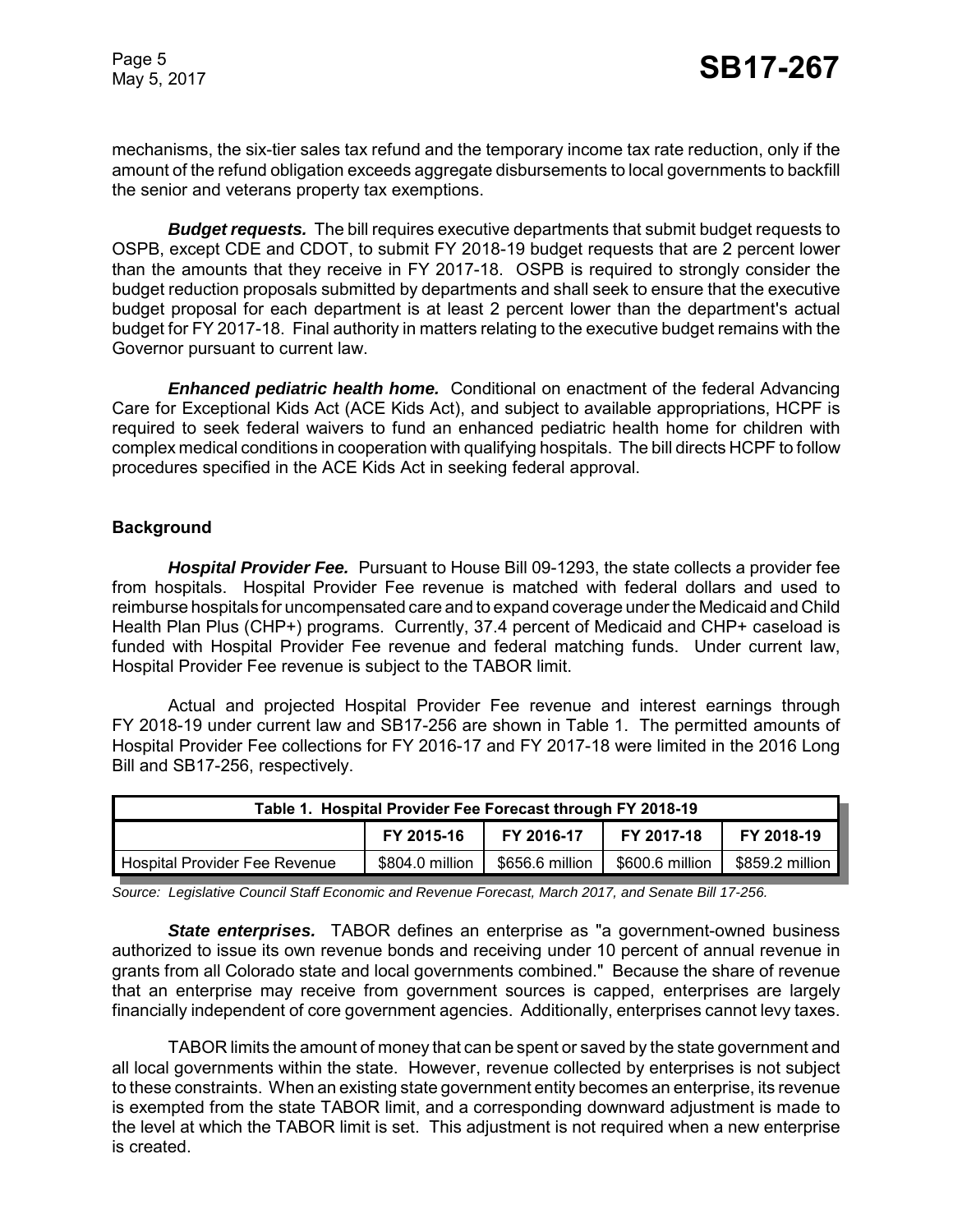mechanisms, the six-tier sales tax refund and the temporary income tax rate reduction, only if the amount of the refund obligation exceeds aggregate disbursements to local governments to backfill the senior and veterans property tax exemptions.

***Budget requests.*** The bill requires executive departments that submit budget requests to OSPB, except CDE and CDOT, to submit FY 2018-19 budget requests that are 2 percent lower than the amounts that they receive in FY 2017-18. OSPB is required to strongly consider the budget reduction proposals submitted by departments and shall seek to ensure that the executive budget proposal for each department is at least 2 percent lower than the department's actual budget for FY 2017-18. Final authority in matters relating to the executive budget remains with the Governor pursuant to current law.

***Enhanced pediatric health home.*** Conditional on enactment of the federal Advancing Care for Exceptional Kids Act (ACE Kids Act), and subject to available appropriations, HCPF is required to seek federal waivers to fund an enhanced pediatric health home for children with complex medical conditions in cooperation with qualifying hospitals. The bill directs HCPF to follow procedures specified in the ACE Kids Act in seeking federal approval.

**Background**

***Hospital Provider Fee.*** Pursuant to House Bill 09-1293, the state collects a provider fee from hospitals. Hospital Provider Fee revenue is matched with federal dollars and used to reimburse hospitals for uncompensated care and to expand coverage under the Medicaid and Child Health Plan Plus (CHP+) programs. Currently, 37.4 percent of Medicaid and CHP+ caseload is funded with Hospital Provider Fee revenue and federal matching funds. Under current law, Hospital Provider Fee revenue is subject to the TABOR limit.

Actual and projected Hospital Provider Fee revenue and interest earnings through FY 2018-19 under current law and SB17-256 are shown in Table 1. The permitted amounts of Hospital Provider Fee collections for FY 2016-17 and FY 2017-18 were limited in the 2016 Long Bill and SB17-256, respectively.

**Table 1. Hospital Provider Fee Forecast through FY 2018-19**

| | FY 2015-16 | FY 2016-17 | FY 2017-18 | FY 2018-19 |
|---|---|---|---|---|
| Hospital Provider Fee Revenue | $804.0 million | $656.6 million | $600.6 million | $859.2 million |

*Source: Legislative Council Staff Economic and Revenue Forecast, March 2017, and Senate Bill 17-256.*

***State enterprises.*** TABOR defines an enterprise as "a government-owned business authorized to issue its own revenue bonds and receiving under 10 percent of annual revenue in grants from all Colorado state and local governments combined." Because the share of revenue that an enterprise may receive from government sources is capped, enterprises are largely financially independent of core government agencies. Additionally, enterprises cannot levy taxes.

TABOR limits the amount of money that can be spent or saved by the state government and all local governments within the state. However, revenue collected by enterprises is not subject to these constraints. When an existing state government entity becomes an enterprise, its revenue is exempted from the state TABOR limit, and a corresponding downward adjustment is made to the level at which the TABOR limit is set. This adjustment is not required when a new enterprise is created.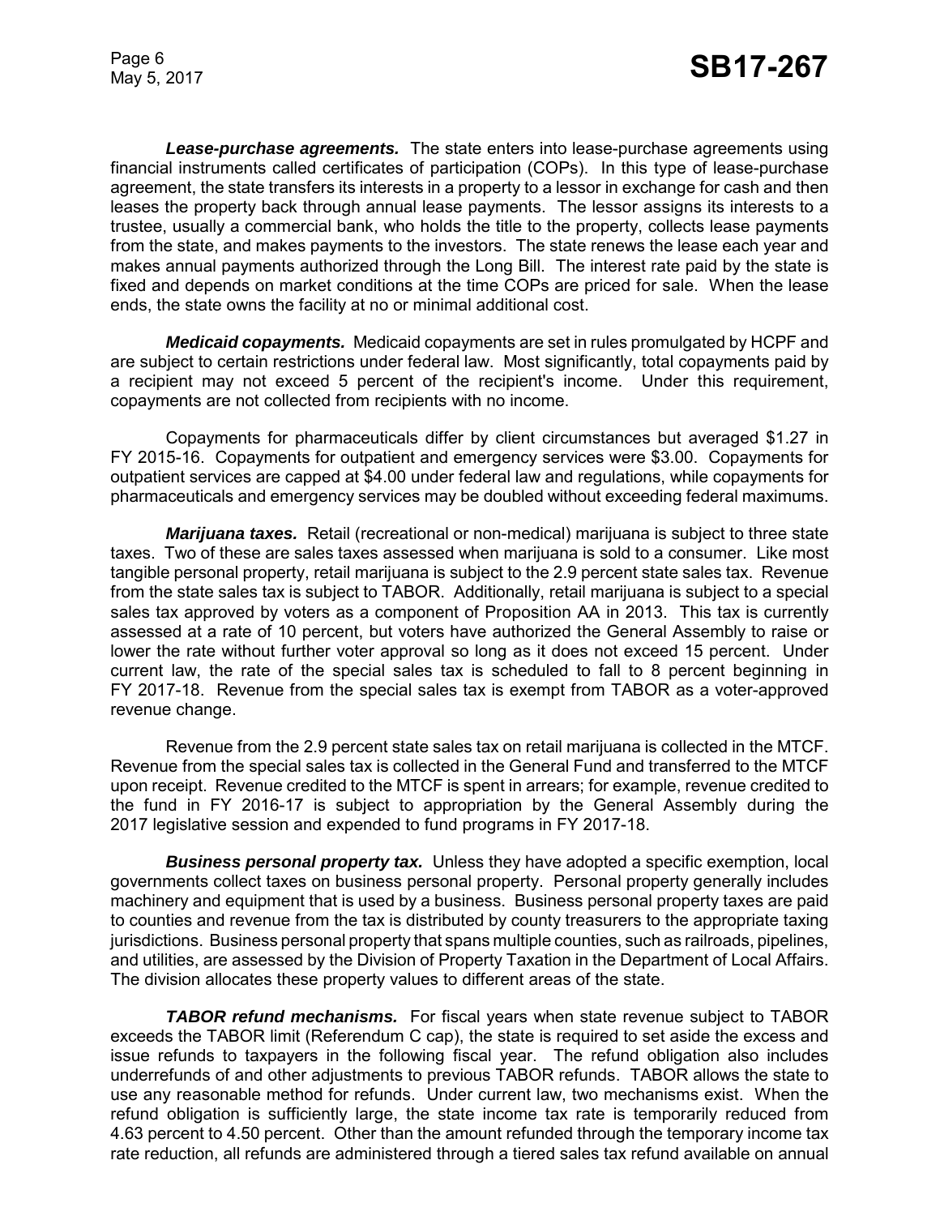***Lease-purchase agreements.*** The state enters into lease-purchase agreements using financial instruments called certificates of participation (COPs). In this type of lease-purchase agreement, the state transfers its interests in a property to a lessor in exchange for cash and then leases the property back through annual lease payments. The lessor assigns its interests to a trustee, usually a commercial bank, who holds the title to the property, collects lease payments from the state, and makes payments to the investors. The state renews the lease each year and makes annual payments authorized through the Long Bill. The interest rate paid by the state is fixed and depends on market conditions at the time COPs are priced for sale. When the lease ends, the state owns the facility at no or minimal additional cost.

***Medicaid copayments.*** Medicaid copayments are set in rules promulgated by HCPF and are subject to certain restrictions under federal law. Most significantly, total copayments paid by a recipient may not exceed 5 percent of the recipient's income. Under this requirement, copayments are not collected from recipients with no income.

Copayments for pharmaceuticals differ by client circumstances but averaged $1.27 in FY 2015-16. Copayments for outpatient and emergency services were $3.00. Copayments for outpatient services are capped at $4.00 under federal law and regulations, while copayments for pharmaceuticals and emergency services may be doubled without exceeding federal maximums.

***Marijuana taxes.*** Retail (recreational or non-medical) marijuana is subject to three state taxes. Two of these are sales taxes assessed when marijuana is sold to a consumer. Like most tangible personal property, retail marijuana is subject to the 2.9 percent state sales tax. Revenue from the state sales tax is subject to TABOR. Additionally, retail marijuana is subject to a special sales tax approved by voters as a component of Proposition AA in 2013. This tax is currently assessed at a rate of 10 percent, but voters have authorized the General Assembly to raise or lower the rate without further voter approval so long as it does not exceed 15 percent. Under current law, the rate of the special sales tax is scheduled to fall to 8 percent beginning in FY 2017-18. Revenue from the special sales tax is exempt from TABOR as a voter-approved revenue change.

Revenue from the 2.9 percent state sales tax on retail marijuana is collected in the MTCF. Revenue from the special sales tax is collected in the General Fund and transferred to the MTCF upon receipt. Revenue credited to the MTCF is spent in arrears; for example, revenue credited to the fund in FY 2016-17 is subject to appropriation by the General Assembly during the 2017 legislative session and expended to fund programs in FY 2017-18.

***Business personal property tax.*** Unless they have adopted a specific exemption, local governments collect taxes on business personal property. Personal property generally includes machinery and equipment that is used by a business. Business personal property taxes are paid to counties and revenue from the tax is distributed by county treasurers to the appropriate taxing jurisdictions. Business personal property that spans multiple counties, such as railroads, pipelines, and utilities, are assessed by the Division of Property Taxation in the Department of Local Affairs. The division allocates these property values to different areas of the state.

***TABOR refund mechanisms.*** For fiscal years when state revenue subject to TABOR exceeds the TABOR limit (Referendum C cap), the state is required to set aside the excess and issue refunds to taxpayers in the following fiscal year. The refund obligation also includes underrefunds of and other adjustments to previous TABOR refunds. TABOR allows the state to use any reasonable method for refunds. Under current law, two mechanisms exist. When the refund obligation is sufficiently large, the state income tax rate is temporarily reduced from 4.63 percent to 4.50 percent. Other than the amount refunded through the temporary income tax rate reduction, all refunds are administered through a tiered sales tax refund available on annual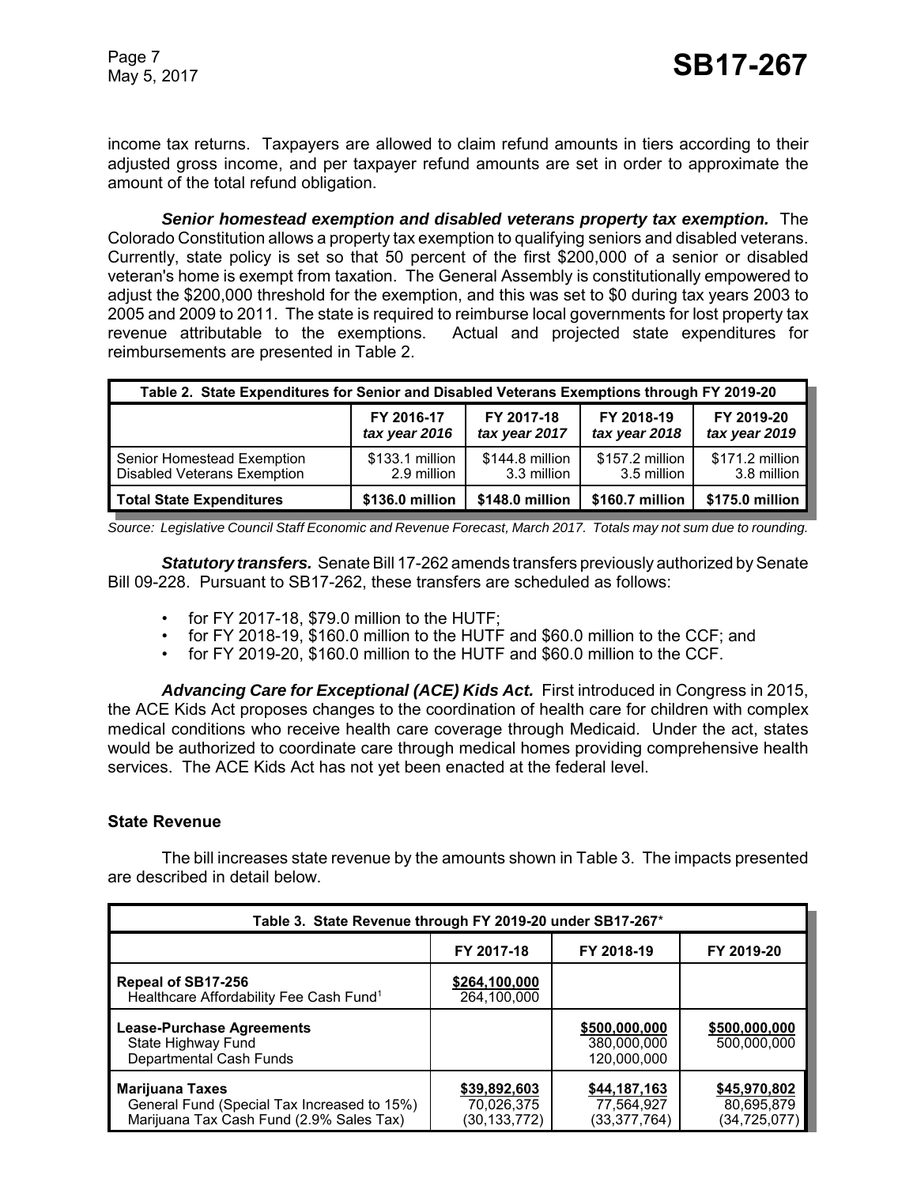income tax returns. Taxpayers are allowed to claim refund amounts in tiers according to their adjusted gross income, and per taxpayer refund amounts are set in order to approximate the amount of the total refund obligation.

***Senior homestead exemption and disabled veterans property tax exemption.*** The Colorado Constitution allows a property tax exemption to qualifying seniors and disabled veterans. Currently, state policy is set so that 50 percent of the first $200,000 of a senior or disabled veteran's home is exempt from taxation. The General Assembly is constitutionally empowered to adjust the $200,000 threshold for the exemption, and this was set to $0 during tax years 2003 to 2005 and 2009 to 2011. The state is required to reimburse local governments for lost property tax revenue attributable to the exemptions. Actual and projected state expenditures for reimbursements are presented in Table 2.

**Table 2. State Expenditures for Senior and Disabled Veterans Exemptions through FY 2019-20**

| | FY 2016-17 *tax year 2016* | FY 2017-18 *tax year 2017* | FY 2018-19 *tax year 2018* | FY 2019-20 *tax year 2019* |
|---|---|---|---|---|
| Senior Homestead Exemption | $133.1 million | $144.8 million | $157.2 million | $171.2 million |
| Disabled Veterans Exemption | 2.9 million | 3.3 million | 3.5 million | 3.8 million |
| **Total State Expenditures** | **$136.0 million** | **$148.0 million** | **$160.7 million** | **$175.0 million** |

*Source: Legislative Council Staff Economic and Revenue Forecast, March 2017. Totals may not sum due to rounding.*

***Statutory transfers.*** Senate Bill 17-262 amends transfers previously authorized by Senate Bill 09-228. Pursuant to SB17-262, these transfers are scheduled as follows:

- for FY 2017-18, $79.0 million to the HUTF;
- for FY 2018-19, $160.0 million to the HUTF and $60.0 million to the CCF; and
- for FY 2019-20, $160.0 million to the HUTF and $60.0 million to the CCF.

***Advancing Care for Exceptional (ACE) Kids Act.*** First introduced in Congress in 2015, the ACE Kids Act proposes changes to the coordination of health care for children with complex medical conditions who receive health care coverage through Medicaid. Under the act, states would be authorized to coordinate care through medical homes providing comprehensive health services. The ACE Kids Act has not yet been enacted at the federal level.

## State Revenue

The bill increases state revenue by the amounts shown in Table 3. The impacts presented are described in detail below.

**Table 3. State Revenue through FY 2019-20 under SB17-267***

| | FY 2017-18 | FY 2018-19 | FY 2019-20 |
|---|---|---|---|
| **Repeal of SB17-256** | <u>$264,100,000</u> | | |
| Healthcare Affordability Fee Cash Fund[1] | 264,100,000 | | |
| **Lease-Purchase Agreements** | | <u>$500,000,000</u> | <u>$500,000,000</u> |
| State Highway Fund | | 380,000,000 | 500,000,000 |
| Departmental Cash Funds | | 120,000,000 | |
| **Marijuana Taxes** | <u>$39,892,603</u> | <u>$44,187,163</u> | <u>$45,970,802</u> |
| General Fund (Special Tax Increased to 15%) | 70,026,375 | 77,564,927 | 80,695,879 |
| Marijuana Tax Cash Fund (2.9% Sales Tax) | (30,133,772) | (33,377,764) | (34,725,077) |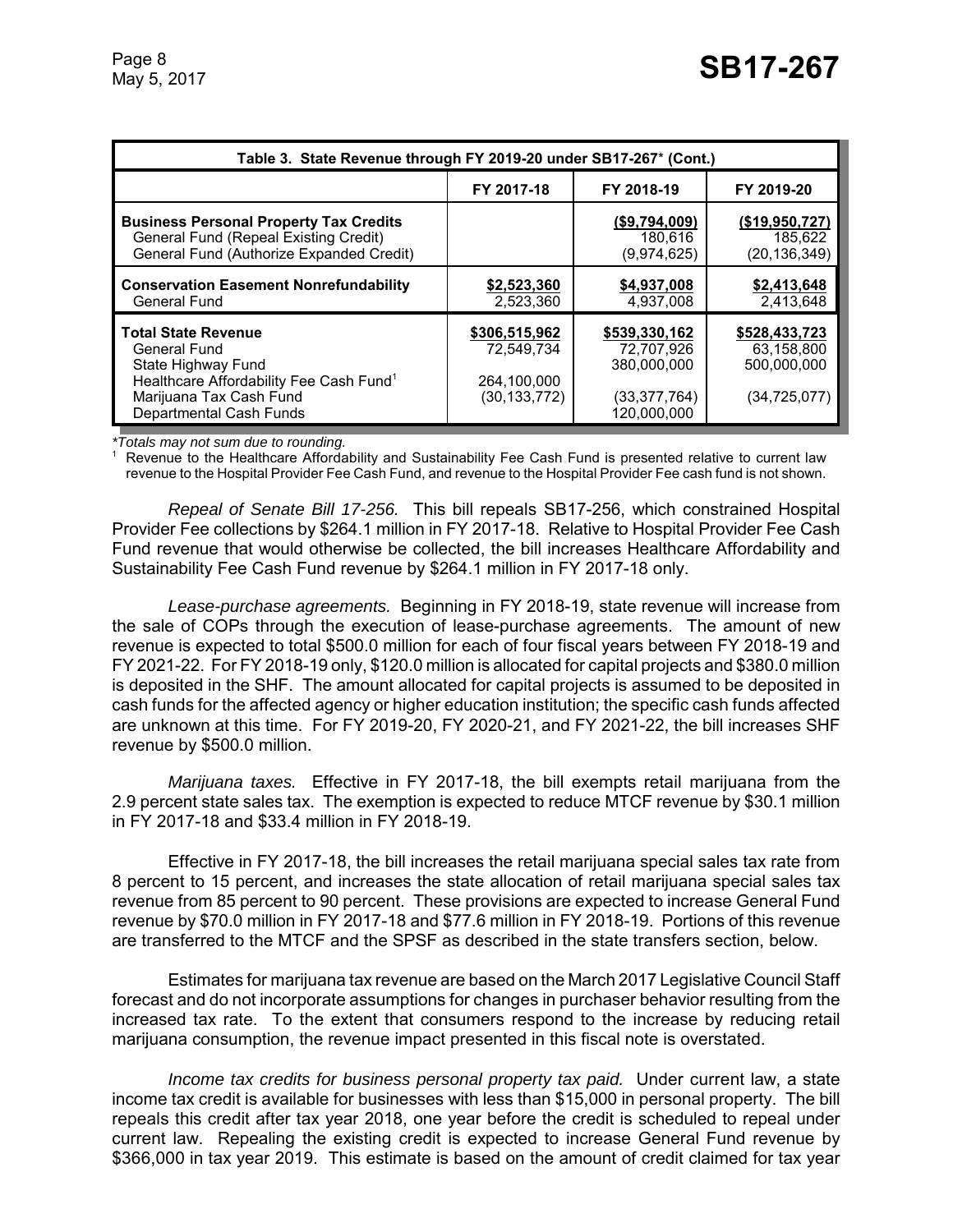| Table 3. State Revenue through FY 2019-20 under SB17-267* (Cont.) | | | |
|---|---|---|---|
| | FY 2017-18 | FY 2018-19 | FY 2019-20 |
| **Business Personal Property Tax Credits** | | **($9,794,009)** | **($19,950,727)** |
| General Fund (Repeal Existing Credit) | | 180,616 | 185,622 |
| General Fund (Authorize Expanded Credit) | | (9,974,625) | (20,136,349) |
| **Conservation Easement Nonrefundability** | **$2,523,360** | **$4,937,008** | **$2,413,648** |
| General Fund | 2,523,360 | 4,937,008 | 2,413,648 |
| **Total State Revenue** | **$306,515,962** | **$539,330,162** | **$528,433,723** |
| General Fund | 72,549,734 | 72,707,926 | 63,158,800 |
| State Highway Fund | | 380,000,000 | 500,000,000 |
| Healthcare Affordability Fee Cash Fund[1] | 264,100,000 | | |
| Marijuana Tax Cash Fund | (30,133,772) | (33,377,764) | (34,725,077) |
| Departmental Cash Funds | | 120,000,000 | |

*Totals may not sum due to rounding.*

[1] Revenue to the Healthcare Affordability and Sustainability Fee Cash Fund is presented relative to current law revenue to the Hospital Provider Fee Cash Fund, and revenue to the Hospital Provider Fee cash fund is not shown.

*Repeal of Senate Bill 17-256.* This bill repeals SB17-256, which constrained Hospital Provider Fee collections by $264.1 million in FY 2017-18. Relative to Hospital Provider Fee Cash Fund revenue that would otherwise be collected, the bill increases Healthcare Affordability and Sustainability Fee Cash Fund revenue by $264.1 million in FY 2017-18 only.

*Lease-purchase agreements.* Beginning in FY 2018-19, state revenue will increase from the sale of COPs through the execution of lease-purchase agreements. The amount of new revenue is expected to total $500.0 million for each of four fiscal years between FY 2018-19 and FY 2021-22. For FY 2018-19 only, $120.0 million is allocated for capital projects and $380.0 million is deposited in the SHF. The amount allocated for capital projects is assumed to be deposited in cash funds for the affected agency or higher education institution; the specific cash funds affected are unknown at this time. For FY 2019-20, FY 2020-21, and FY 2021-22, the bill increases SHF revenue by $500.0 million.

*Marijuana taxes.* Effective in FY 2017-18, the bill exempts retail marijuana from the 2.9 percent state sales tax. The exemption is expected to reduce MTCF revenue by $30.1 million in FY 2017-18 and $33.4 million in FY 2018-19.

Effective in FY 2017-18, the bill increases the retail marijuana special sales tax rate from 8 percent to 15 percent, and increases the state allocation of retail marijuana special sales tax revenue from 85 percent to 90 percent. These provisions are expected to increase General Fund revenue by $70.0 million in FY 2017-18 and $77.6 million in FY 2018-19. Portions of this revenue are transferred to the MTCF and the SPSF as described in the state transfers section, below.

Estimates for marijuana tax revenue are based on the March 2017 Legislative Council Staff forecast and do not incorporate assumptions for changes in purchaser behavior resulting from the increased tax rate. To the extent that consumers respond to the increase by reducing retail marijuana consumption, the revenue impact presented in this fiscal note is overstated.

*Income tax credits for business personal property tax paid.* Under current law, a state income tax credit is available for businesses with less than $15,000 in personal property. The bill repeals this credit after tax year 2018, one year before the credit is scheduled to repeal under current law. Repealing the existing credit is expected to increase General Fund revenue by $366,000 in tax year 2019. This estimate is based on the amount of credit claimed for tax year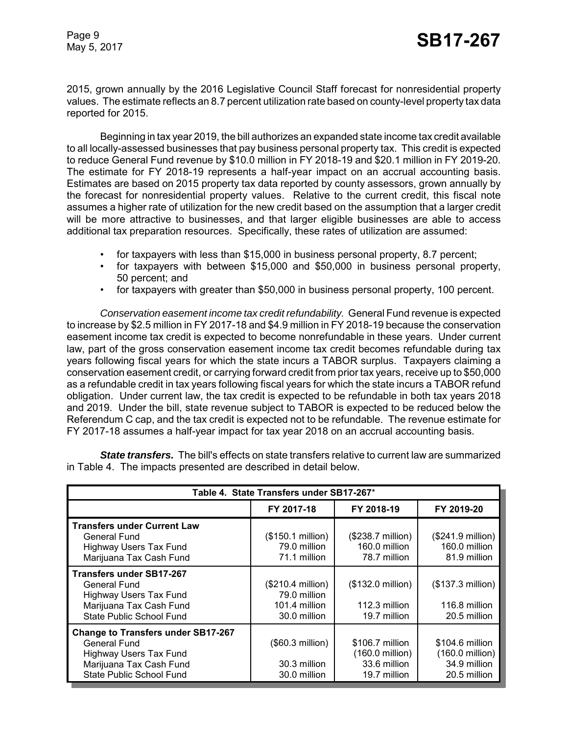2015, grown annually by the 2016 Legislative Council Staff forecast for nonresidential property values. The estimate reflects an 8.7 percent utilization rate based on county-level property tax data reported for 2015.

Beginning in tax year 2019, the bill authorizes an expanded state income tax credit available to all locally-assessed businesses that pay business personal property tax. This credit is expected to reduce General Fund revenue by $10.0 million in FY 2018-19 and $20.1 million in FY 2019-20. The estimate for FY 2018-19 represents a half-year impact on an accrual accounting basis. Estimates are based on 2015 property tax data reported by county assessors, grown annually by the forecast for nonresidential property values. Relative to the current credit, this fiscal note assumes a higher rate of utilization for the new credit based on the assumption that a larger credit will be more attractive to businesses, and that larger eligible businesses are able to access additional tax preparation resources. Specifically, these rates of utilization are assumed:

- for taxpayers with less than $15,000 in business personal property, 8.7 percent;
- for taxpayers with between $15,000 and $50,000 in business personal property, 50 percent; and
- for taxpayers with greater than $50,000 in business personal property, 100 percent.

*Conservation easement income tax credit refundability.* General Fund revenue is expected to increase by $2.5 million in FY 2017-18 and $4.9 million in FY 2018-19 because the conservation easement income tax credit is expected to become nonrefundable in these years. Under current law, part of the gross conservation easement income tax credit becomes refundable during tax years following fiscal years for which the state incurs a TABOR surplus. Taxpayers claiming a conservation easement credit, or carrying forward credit from prior tax years, receive up to $50,000 as a refundable credit in tax years following fiscal years for which the state incurs a TABOR refund obligation. Under current law, the tax credit is expected to be refundable in both tax years 2018 and 2019. Under the bill, state revenue subject to TABOR is expected to be reduced below the Referendum C cap, and the tax credit is expected not to be refundable. The revenue estimate for FY 2017-18 assumes a half-year impact for tax year 2018 on an accrual accounting basis.

***State transfers.*** The bill's effects on state transfers relative to current law are summarized in Table 4. The impacts presented are described in detail below.

| Table 4. State Transfers under SB17-267* | | | |
|---|---|---|---|
| | FY 2017-18 | FY 2018-19 | FY 2019-20 |
| **Transfers under Current Law** | | | |
| General Fund | ($150.1 million) | ($238.7 million) | ($241.9 million) |
| Highway Users Tax Fund | 79.0 million | 160.0 million | 160.0 million |
| Marijuana Tax Cash Fund | 71.1 million | 78.7 million | 81.9 million |
| **Transfers under SB17-267** | | | |
| General Fund | ($210.4 million) | ($132.0 million) | ($137.3 million) |
| Highway Users Tax Fund | 79.0 million | | |
| Marijuana Tax Cash Fund | 101.4 million | 112.3 million | 116.8 million |
| State Public School Fund | 30.0 million | 19.7 million | 20.5 million |
| **Change to Transfers under SB17-267** | | | |
| General Fund | ($60.3 million) | $106.7 million | $104.6 million |
| Highway Users Tax Fund | | (160.0 million) | (160.0 million) |
| Marijuana Tax Cash Fund | 30.3 million | 33.6 million | 34.9 million |
| State Public School Fund | 30.0 million | 19.7 million | 20.5 million |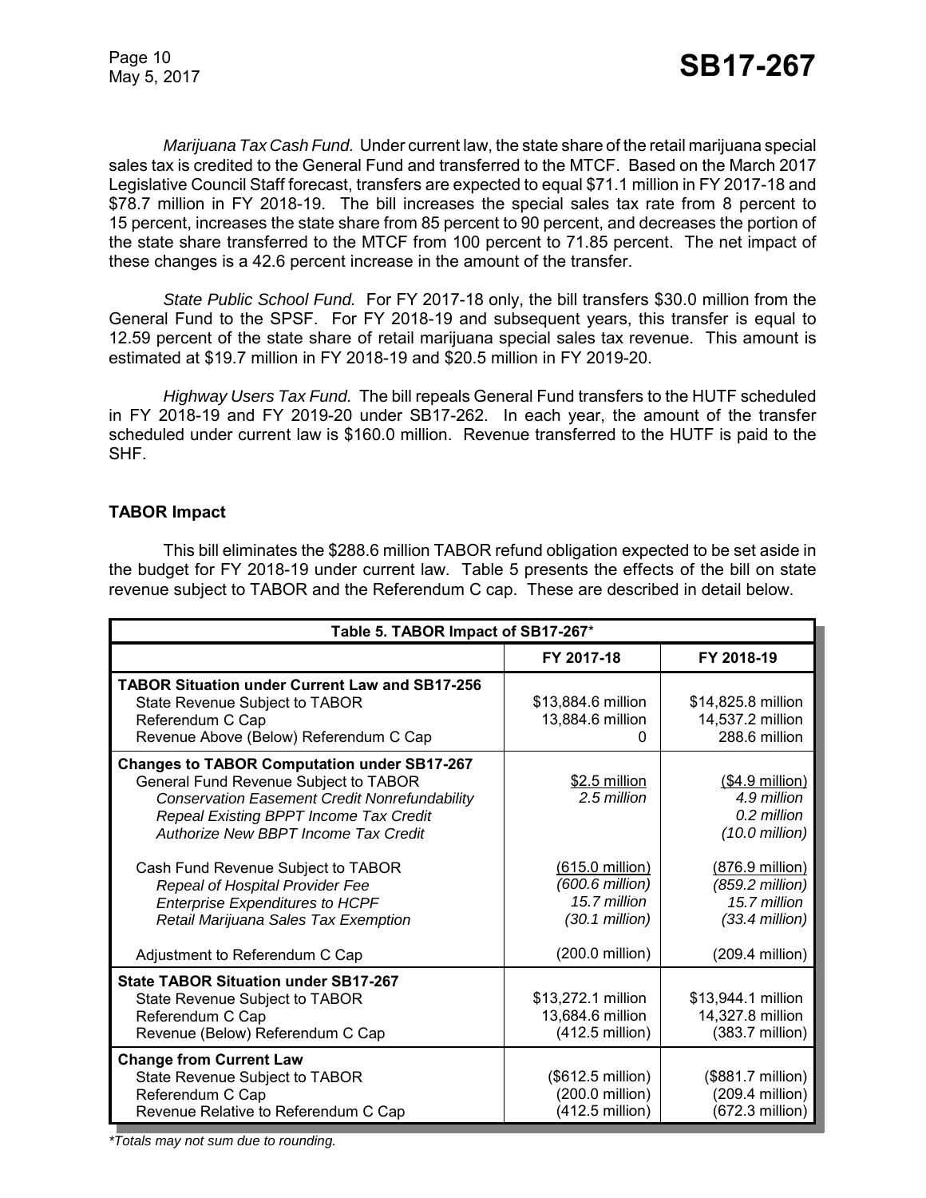*Marijuana Tax Cash Fund.* Under current law, the state share of the retail marijuana special sales tax is credited to the General Fund and transferred to the MTCF. Based on the March 2017 Legislative Council Staff forecast, transfers are expected to equal $71.1 million in FY 2017-18 and $78.7 million in FY 2018-19. The bill increases the special sales tax rate from 8 percent to 15 percent, increases the state share from 85 percent to 90 percent, and decreases the portion of the state share transferred to the MTCF from 100 percent to 71.85 percent. The net impact of these changes is a 42.6 percent increase in the amount of the transfer.

*State Public School Fund.* For FY 2017-18 only, the bill transfers $30.0 million from the General Fund to the SPSF. For FY 2018-19 and subsequent years, this transfer is equal to 12.59 percent of the state share of retail marijuana special sales tax revenue. This amount is estimated at $19.7 million in FY 2018-19 and $20.5 million in FY 2019-20.

*Highway Users Tax Fund.* The bill repeals General Fund transfers to the HUTF scheduled in FY 2018-19 and FY 2019-20 under SB17-262. In each year, the amount of the transfer scheduled under current law is $160.0 million. Revenue transferred to the HUTF is paid to the SHF.

**TABOR Impact**

This bill eliminates the $288.6 million TABOR refund obligation expected to be set aside in the budget for FY 2018-19 under current law. Table 5 presents the effects of the bill on state revenue subject to TABOR and the Referendum C cap. These are described in detail below.

| Table 5. TABOR Impact of SB17-267* | | |
|---|---|---|
| | **FY 2017-18** | **FY 2018-19** |
| **TABOR Situation under Current Law and SB17-256** | | |
| State Revenue Subject to TABOR | $13,884.6 million | $14,825.8 million |
| Referendum C Cap | 13,884.6 million | 14,537.2 million |
| Revenue Above (Below) Referendum C Cap | 0 | 288.6 million |
| **Changes to TABOR Computation under SB17-267** | | |
| General Fund Revenue Subject to TABOR | $2.5 million | ($4.9 million) |
| *Conservation Easement Credit Nonrefundability* | *2.5 million* | *4.9 million* |
| *Repeal Existing BPPT Income Tax Credit* | | *0.2 million* |
| *Authorize New BBPT Income Tax Credit* | | *(10.0 million)* |
| Cash Fund Revenue Subject to TABOR | (615.0 million) | (876.9 million) |
| *Repeal of Hospital Provider Fee* | *(600.6 million)* | *(859.2 million)* |
| *Enterprise Expenditures to HCPF* | *15.7 million* | *15.7 million* |
| *Retail Marijuana Sales Tax Exemption* | *(30.1 million)* | *(33.4 million)* |
| Adjustment to Referendum C Cap | (200.0 million) | (209.4 million) |
| **State TABOR Situation under SB17-267** | | |
| State Revenue Subject to TABOR | $13,272.1 million | $13,944.1 million |
| Referendum C Cap | 13,684.6 million | 14,327.8 million |
| Revenue (Below) Referendum C Cap | (412.5 million) | (383.7 million) |
| **Change from Current Law** | | |
| State Revenue Subject to TABOR | ($612.5 million) | ($881.7 million) |
| Referendum C Cap | (200.0 million) | (209.4 million) |
| Revenue Relative to Referendum C Cap | (412.5 million) | (672.3 million) |

*Totals may not sum due to rounding.*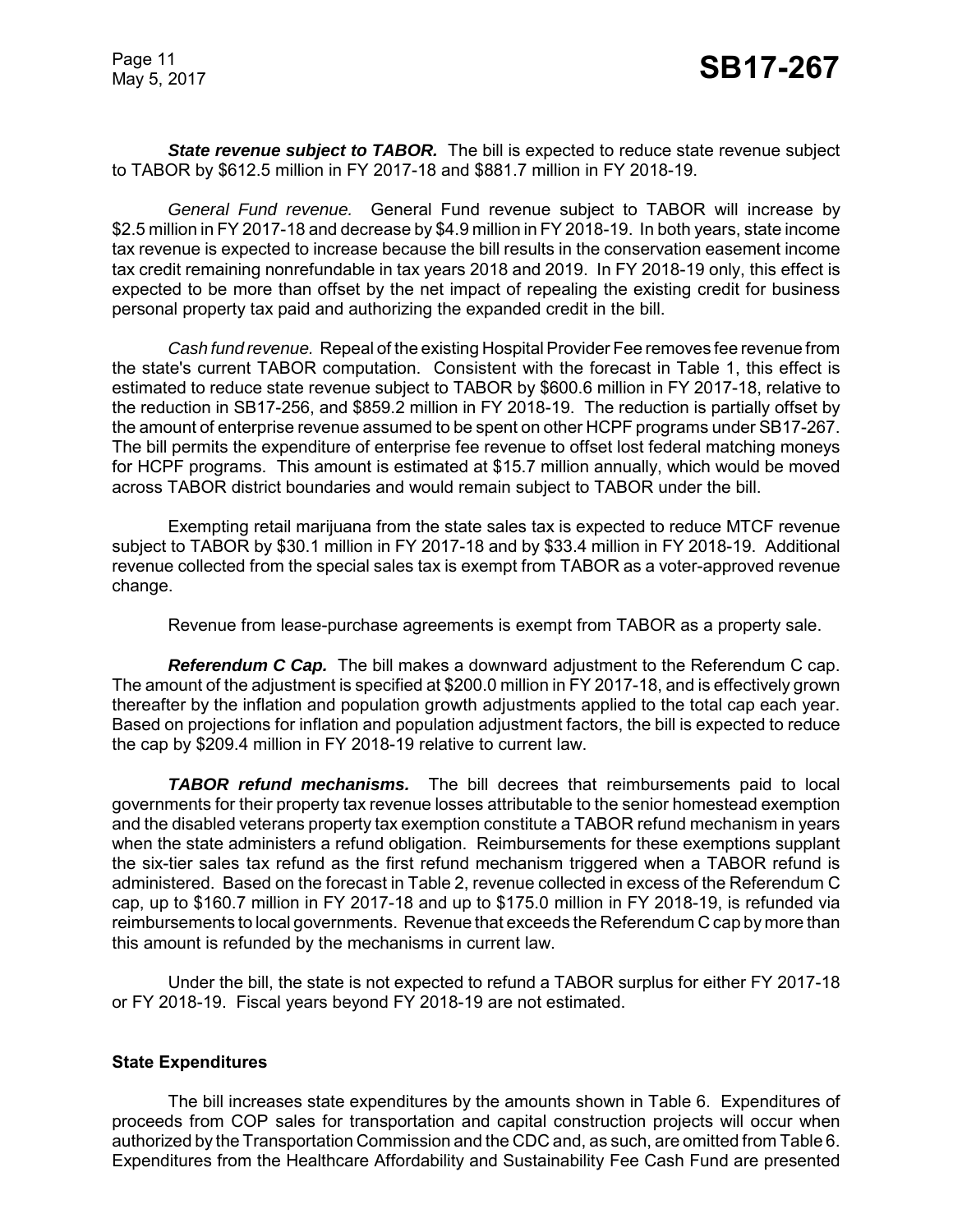***State revenue subject to TABOR.*** The bill is expected to reduce state revenue subject to TABOR by $612.5 million in FY 2017-18 and $881.7 million in FY 2018-19.

*General Fund revenue.* General Fund revenue subject to TABOR will increase by $2.5 million in FY 2017-18 and decrease by $4.9 million in FY 2018-19. In both years, state income tax revenue is expected to increase because the bill results in the conservation easement income tax credit remaining nonrefundable in tax years 2018 and 2019. In FY 2018-19 only, this effect is expected to be more than offset by the net impact of repealing the existing credit for business personal property tax paid and authorizing the expanded credit in the bill.

*Cash fund revenue.* Repeal of the existing Hospital Provider Fee removes fee revenue from the state's current TABOR computation. Consistent with the forecast in Table 1, this effect is estimated to reduce state revenue subject to TABOR by $600.6 million in FY 2017-18, relative to the reduction in SB17-256, and $859.2 million in FY 2018-19. The reduction is partially offset by the amount of enterprise revenue assumed to be spent on other HCPF programs under SB17-267. The bill permits the expenditure of enterprise fee revenue to offset lost federal matching moneys for HCPF programs. This amount is estimated at $15.7 million annually, which would be moved across TABOR district boundaries and would remain subject to TABOR under the bill.

Exempting retail marijuana from the state sales tax is expected to reduce MTCF revenue subject to TABOR by $30.1 million in FY 2017-18 and by $33.4 million in FY 2018-19. Additional revenue collected from the special sales tax is exempt from TABOR as a voter-approved revenue change.

Revenue from lease-purchase agreements is exempt from TABOR as a property sale.

***Referendum C Cap.*** The bill makes a downward adjustment to the Referendum C cap. The amount of the adjustment is specified at $200.0 million in FY 2017-18, and is effectively grown thereafter by the inflation and population growth adjustments applied to the total cap each year. Based on projections for inflation and population adjustment factors, the bill is expected to reduce the cap by $209.4 million in FY 2018-19 relative to current law.

***TABOR refund mechanisms.*** The bill decrees that reimbursements paid to local governments for their property tax revenue losses attributable to the senior homestead exemption and the disabled veterans property tax exemption constitute a TABOR refund mechanism in years when the state administers a refund obligation. Reimbursements for these exemptions supplant the six-tier sales tax refund as the first refund mechanism triggered when a TABOR refund is administered. Based on the forecast in Table 2, revenue collected in excess of the Referendum C cap, up to $160.7 million in FY 2017-18 and up to $175.0 million in FY 2018-19, is refunded via reimbursements to local governments. Revenue that exceeds the Referendum C cap by more than this amount is refunded by the mechanisms in current law.

Under the bill, the state is not expected to refund a TABOR surplus for either FY 2017-18 or FY 2018-19. Fiscal years beyond FY 2018-19 are not estimated.

**State Expenditures**

The bill increases state expenditures by the amounts shown in Table 6. Expenditures of proceeds from COP sales for transportation and capital construction projects will occur when authorized by the Transportation Commission and the CDC and, as such, are omitted from Table 6. Expenditures from the Healthcare Affordability and Sustainability Fee Cash Fund are presented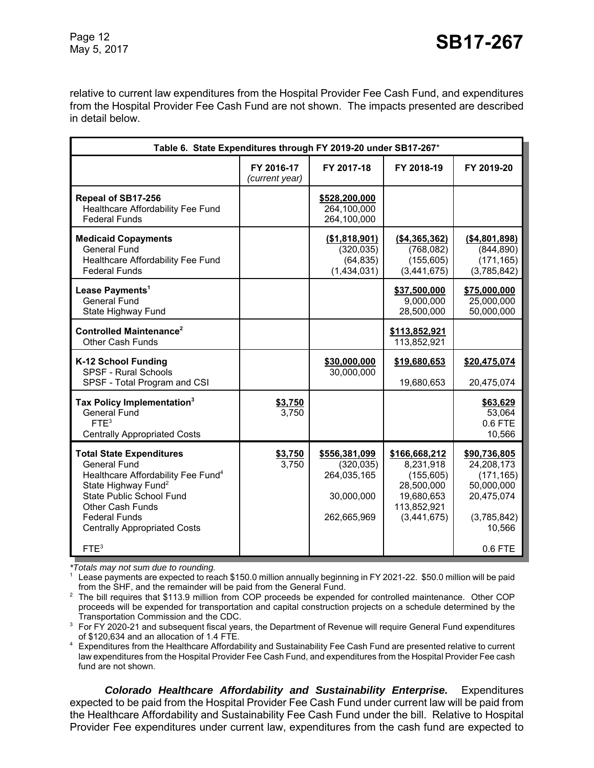relative to current law expenditures from the Hospital Provider Fee Cash Fund, and expenditures from the Hospital Provider Fee Cash Fund are not shown. The impacts presented are described in detail below.

**Table 6. State Expenditures through FY 2019-20 under SB17-267***

| | FY 2016-17 *(current year)* | FY 2017-18 | FY 2018-19 | FY 2019-20 |
|---|---|---|---|---|
| **Repeal of SB17-256** | | **\$528,200,000** | | |
| Healthcare Affordability Fee Fund | | 264,100,000 | | |
| Federal Funds | | 264,100,000 | | |
| **Medicaid Copayments** | | **(\$1,818,901)** | **(\$4,365,362)** | **(\$4,801,898)** |
| General Fund | | (320,035) | (768,082) | (844,890) |
| Healthcare Affordability Fee Fund | | (64,835) | (155,605) | (171,165) |
| Federal Funds | | (1,434,031) | (3,441,675) | (3,785,842) |
| **Lease Payments**[1] | | | **\$37,500,000** | **\$75,000,000** |
| General Fund | | | 9,000,000 | 25,000,000 |
| State Highway Fund | | | 28,500,000 | 50,000,000 |
| **Controlled Maintenance**[2] | | | **\$113,852,921** | |
| Other Cash Funds | | | 113,852,921 | |
| **K-12 School Funding** | | **\$30,000,000** | **\$19,680,653** | **\$20,475,074** |
| SPSF - Rural Schools | | 30,000,000 | | |
| SPSF - Total Program and CSI | | | 19,680,653 | 20,475,074 |
| **Tax Policy Implementation**[3] | **\$3,750** | | | **\$63,629** |
| General Fund | 3,750 | | | 53,064 |
| FTE[3] | | | | 0.6 FTE |
| Centrally Appropriated Costs | | | | 10,566 |
| **Total State Expenditures** | **\$3,750** | **\$556,381,099** | **\$166,668,212** | **\$90,736,805** |
| General Fund | 3,750 | (320,035) | 8,231,918 | 24,208,173 |
| Healthcare Affordability Fee Fund[4] | | 264,035,165 | (155,605) | (171,165) |
| State Highway Fund[2] | | | 28,500,000 | 50,000,000 |
| State Public School Fund | | 30,000,000 | 19,680,653 | 20,475,074 |
| Other Cash Funds | | | 113,852,921 | |
| Federal Funds | | 262,665,969 | (3,441,675) | (3,785,842) |
| Centrally Appropriated Costs | | | | 10,566 |
| FTE[3] | | | | 0.6 FTE |

*\*Totals may not sum due to rounding.*

[1] Lease payments are expected to reach \$150.0 million annually beginning in FY 2021-22. \$50.0 million will be paid from the SHF, and the remainder will be paid from the General Fund.

[2] The bill requires that \$113.9 million from COP proceeds be expended for controlled maintenance. Other COP proceeds will be expended for transportation and capital construction projects on a schedule determined by the Transportation Commission and the CDC.

[3] For FY 2020-21 and subsequent fiscal years, the Department of Revenue will require General Fund expenditures of \$120,634 and an allocation of 1.4 FTE.

[4] Expenditures from the Healthcare Affordability and Sustainability Fee Cash Fund are presented relative to current law expenditures from the Hospital Provider Fee Cash Fund, and expenditures from the Hospital Provider Fee cash fund are not shown.

***Colorado Healthcare Affordability and Sustainability Enterprise.*** Expenditures expected to be paid from the Hospital Provider Fee Cash Fund under current law will be paid from the Healthcare Affordability and Sustainability Fee Cash Fund under the bill. Relative to Hospital Provider Fee expenditures under current law, expenditures from the cash fund are expected to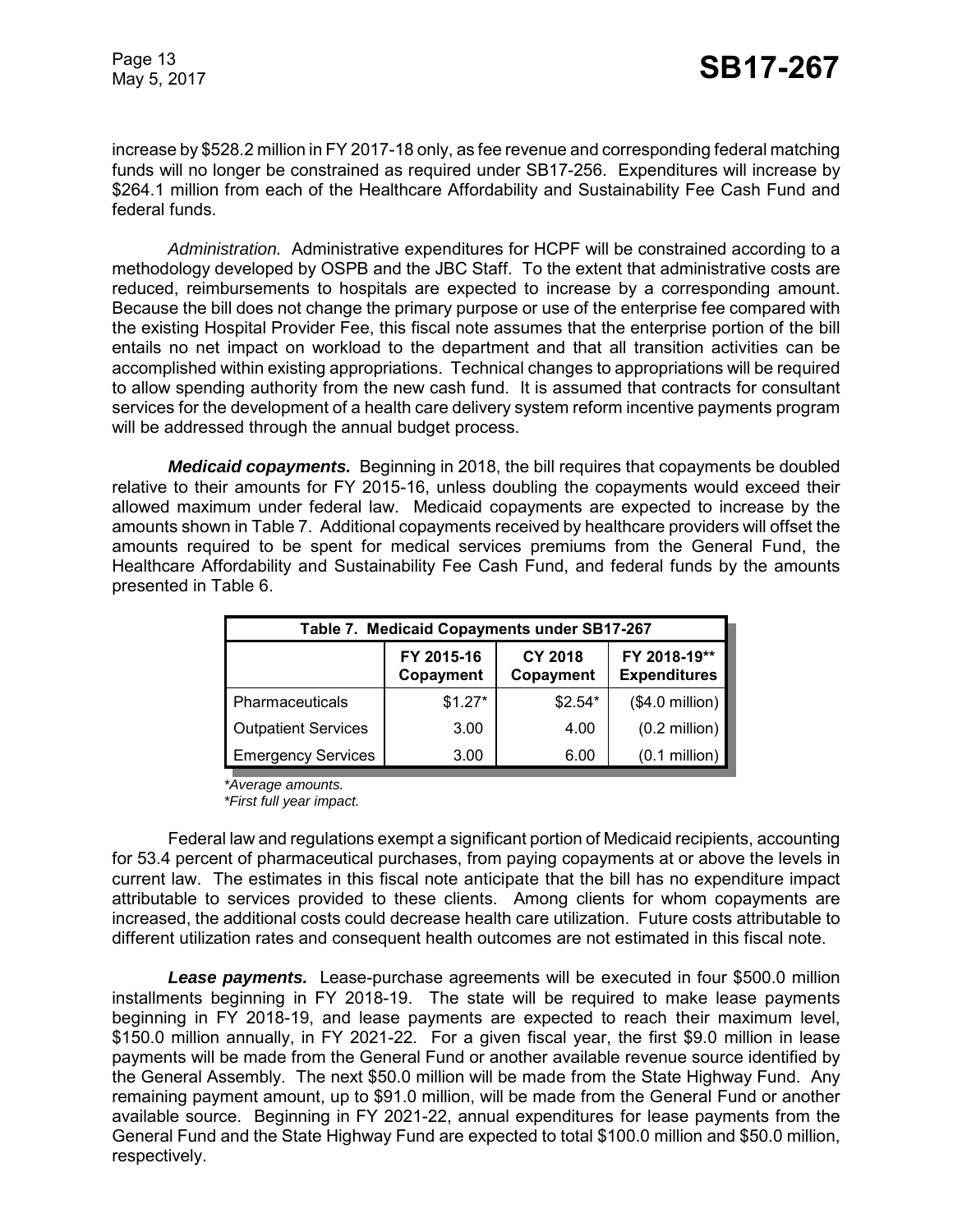increase by $528.2 million in FY 2017-18 only, as fee revenue and corresponding federal matching funds will no longer be constrained as required under SB17-256. Expenditures will increase by $264.1 million from each of the Healthcare Affordability and Sustainability Fee Cash Fund and federal funds.

*Administration.* Administrative expenditures for HCPF will be constrained according to a methodology developed by OSPB and the JBC Staff. To the extent that administrative costs are reduced, reimbursements to hospitals are expected to increase by a corresponding amount. Because the bill does not change the primary purpose or use of the enterprise fee compared with the existing Hospital Provider Fee, this fiscal note assumes that the enterprise portion of the bill entails no net impact on workload to the department and that all transition activities can be accomplished within existing appropriations. Technical changes to appropriations will be required to allow spending authority from the new cash fund. It is assumed that contracts for consultant services for the development of a health care delivery system reform incentive payments program will be addressed through the annual budget process.

***Medicaid copayments.*** Beginning in 2018, the bill requires that copayments be doubled relative to their amounts for FY 2015-16, unless doubling the copayments would exceed their allowed maximum under federal law. Medicaid copayments are expected to increase by the amounts shown in Table 7. Additional copayments received by healthcare providers will offset the amounts required to be spent for medical services premiums from the General Fund, the Healthcare Affordability and Sustainability Fee Cash Fund, and federal funds by the amounts presented in Table 6.

| Table 7. Medicaid Copayments under SB17-267 | | | |
|---|---|---|---|
| | **FY 2015-16 Copayment** | **CY 2018 Copayment** | **FY 2018-19\*\* Expenditures** |
| Pharmaceuticals | $1.27* | $2.54* | ($4.0 million) |
| Outpatient Services | 3.00 | 4.00 | (0.2 million) |
| Emergency Services | 3.00 | 6.00 | (0.1 million) |

*\*Average amounts.*
*\*First full year impact.*

Federal law and regulations exempt a significant portion of Medicaid recipients, accounting for 53.4 percent of pharmaceutical purchases, from paying copayments at or above the levels in current law. The estimates in this fiscal note anticipate that the bill has no expenditure impact attributable to services provided to these clients. Among clients for whom copayments are increased, the additional costs could decrease health care utilization. Future costs attributable to different utilization rates and consequent health outcomes are not estimated in this fiscal note.

***Lease payments.*** Lease-purchase agreements will be executed in four $500.0 million installments beginning in FY 2018-19. The state will be required to make lease payments beginning in FY 2018-19, and lease payments are expected to reach their maximum level, $150.0 million annually, in FY 2021-22. For a given fiscal year, the first $9.0 million in lease payments will be made from the General Fund or another available revenue source identified by the General Assembly. The next $50.0 million will be made from the State Highway Fund. Any remaining payment amount, up to $91.0 million, will be made from the General Fund or another available source. Beginning in FY 2021-22, annual expenditures for lease payments from the General Fund and the State Highway Fund are expected to total $100.0 million and $50.0 million, respectively.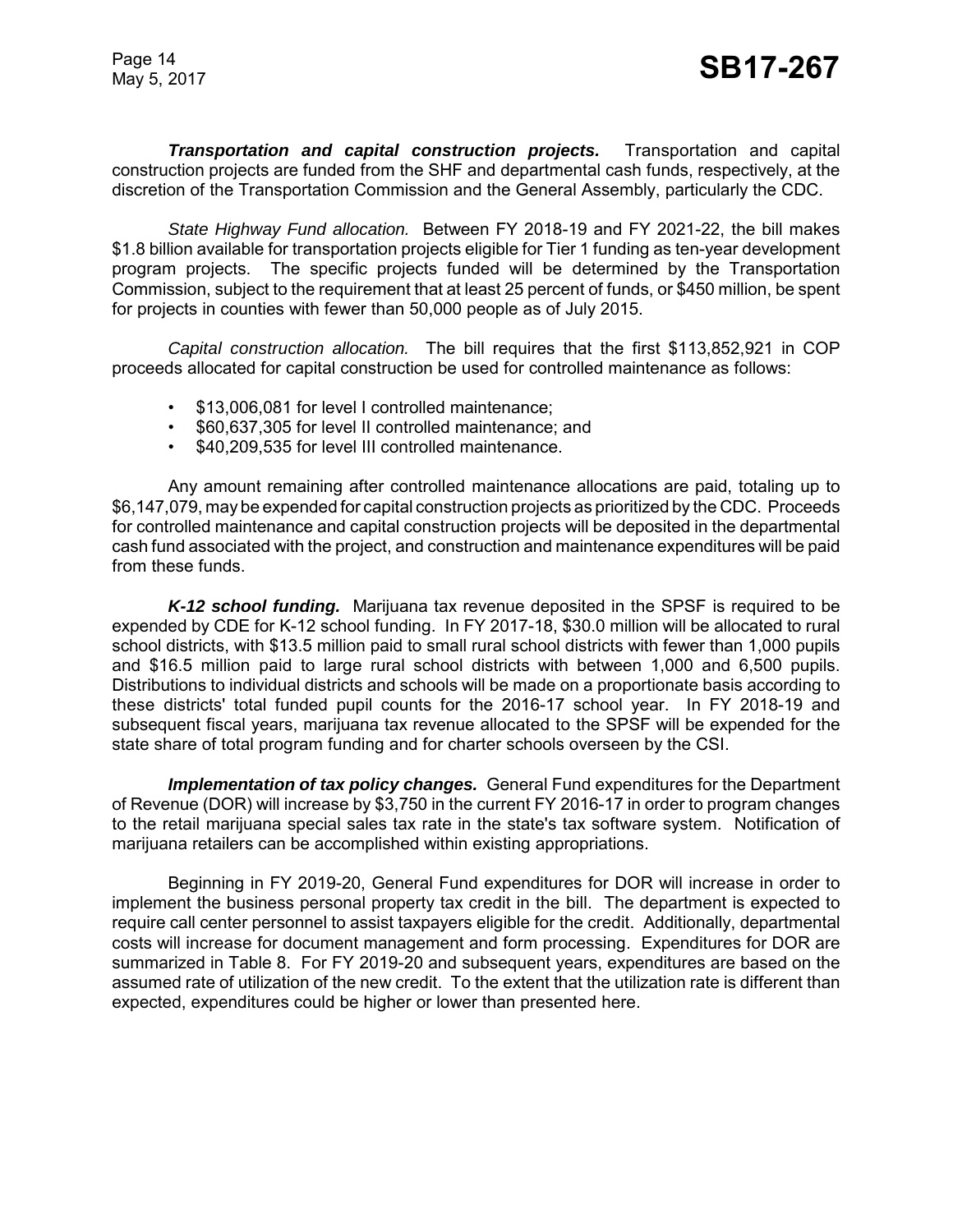***Transportation and capital construction projects.*** Transportation and capital construction projects are funded from the SHF and departmental cash funds, respectively, at the discretion of the Transportation Commission and the General Assembly, particularly the CDC.

*State Highway Fund allocation.* Between FY 2018-19 and FY 2021-22, the bill makes $1.8 billion available for transportation projects eligible for Tier 1 funding as ten-year development program projects. The specific projects funded will be determined by the Transportation Commission, subject to the requirement that at least 25 percent of funds, or $450 million, be spent for projects in counties with fewer than 50,000 people as of July 2015.

*Capital construction allocation.* The bill requires that the first $113,852,921 in COP proceeds allocated for capital construction be used for controlled maintenance as follows:

- $13,006,081 for level I controlled maintenance;
- $60,637,305 for level II controlled maintenance; and
- $40,209,535 for level III controlled maintenance.

Any amount remaining after controlled maintenance allocations are paid, totaling up to $6,147,079, may be expended for capital construction projects as prioritized by the CDC. Proceeds for controlled maintenance and capital construction projects will be deposited in the departmental cash fund associated with the project, and construction and maintenance expenditures will be paid from these funds.

***K-12 school funding.*** Marijuana tax revenue deposited in the SPSF is required to be expended by CDE for K-12 school funding. In FY 2017-18, $30.0 million will be allocated to rural school districts, with $13.5 million paid to small rural school districts with fewer than 1,000 pupils and $16.5 million paid to large rural school districts with between 1,000 and 6,500 pupils. Distributions to individual districts and schools will be made on a proportionate basis according to these districts' total funded pupil counts for the 2016-17 school year. In FY 2018-19 and subsequent fiscal years, marijuana tax revenue allocated to the SPSF will be expended for the state share of total program funding and for charter schools overseen by the CSI.

***Implementation of tax policy changes.*** General Fund expenditures for the Department of Revenue (DOR) will increase by $3,750 in the current FY 2016-17 in order to program changes to the retail marijuana special sales tax rate in the state's tax software system. Notification of marijuana retailers can be accomplished within existing appropriations.

Beginning in FY 2019-20, General Fund expenditures for DOR will increase in order to implement the business personal property tax credit in the bill. The department is expected to require call center personnel to assist taxpayers eligible for the credit. Additionally, departmental costs will increase for document management and form processing. Expenditures for DOR are summarized in Table 8. For FY 2019-20 and subsequent years, expenditures are based on the assumed rate of utilization of the new credit. To the extent that the utilization rate is different than expected, expenditures could be higher or lower than presented here.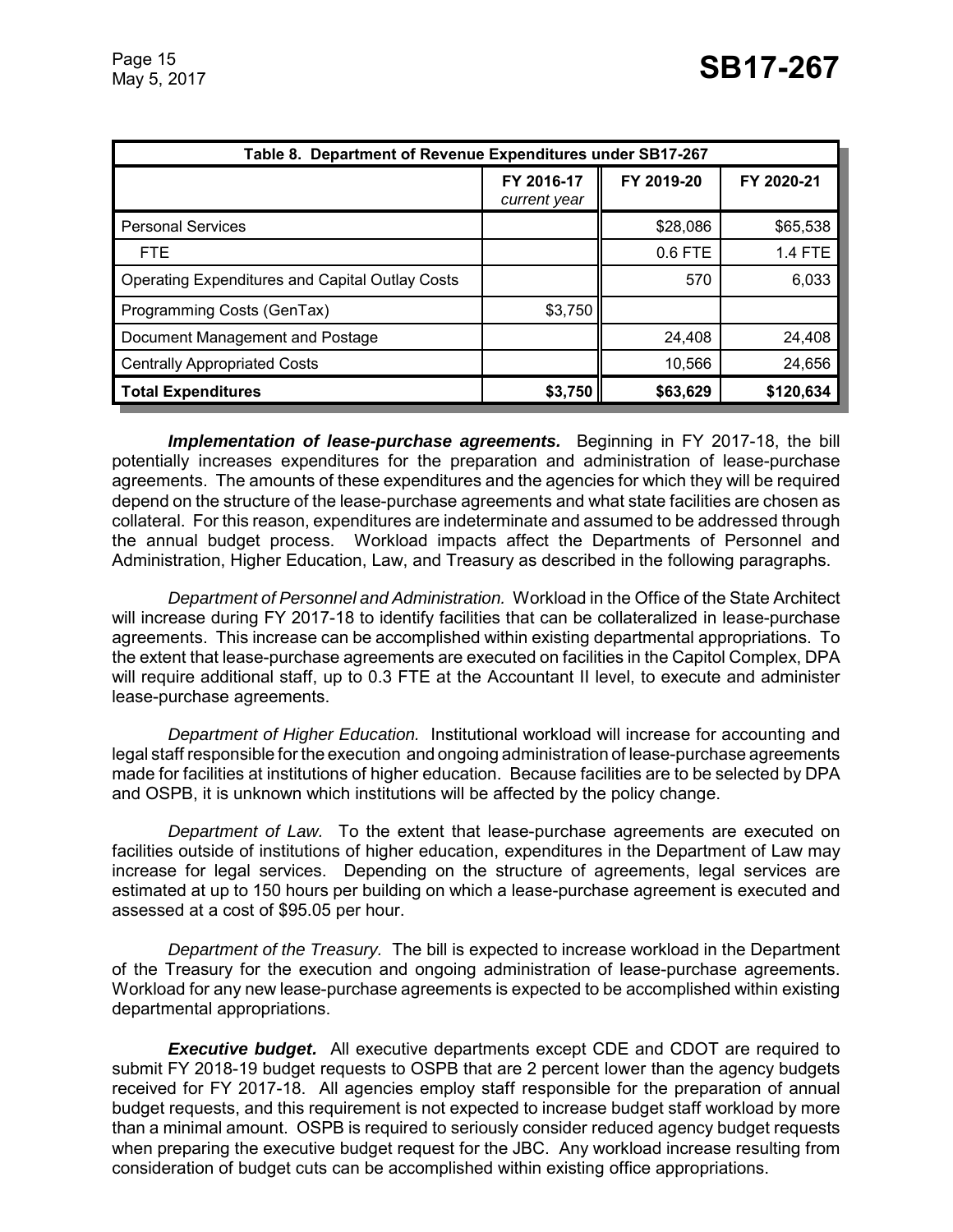| Table 8. Department of Revenue Expenditures under SB17-267 | | | |
|---|---|---|---|
| | FY 2016-17 *current year* | FY 2019-20 | FY 2020-21 |
| Personal Services | | $28,086 | $65,538 |
| FTE | | 0.6 FTE | 1.4 FTE |
| Operating Expenditures and Capital Outlay Costs | | 570 | 6,033 |
| Programming Costs (GenTax) | $3,750 | | |
| Document Management and Postage | | 24,408 | 24,408 |
| Centrally Appropriated Costs | | 10,566 | 24,656 |
| **Total Expenditures** | **$3,750** | **$63,629** | **$120,634** |

***Implementation of lease-purchase agreements.*** Beginning in FY 2017-18, the bill potentially increases expenditures for the preparation and administration of lease-purchase agreements. The amounts of these expenditures and the agencies for which they will be required depend on the structure of the lease-purchase agreements and what state facilities are chosen as collateral. For this reason, expenditures are indeterminate and assumed to be addressed through the annual budget process. Workload impacts affect the Departments of Personnel and Administration, Higher Education, Law, and Treasury as described in the following paragraphs.

*Department of Personnel and Administration.* Workload in the Office of the State Architect will increase during FY 2017-18 to identify facilities that can be collateralized in lease-purchase agreements. This increase can be accomplished within existing departmental appropriations. To the extent that lease-purchase agreements are executed on facilities in the Capitol Complex, DPA will require additional staff, up to 0.3 FTE at the Accountant II level, to execute and administer lease-purchase agreements.

*Department of Higher Education.* Institutional workload will increase for accounting and legal staff responsible for the execution and ongoing administration of lease-purchase agreements made for facilities at institutions of higher education. Because facilities are to be selected by DPA and OSPB, it is unknown which institutions will be affected by the policy change.

*Department of Law.* To the extent that lease-purchase agreements are executed on facilities outside of institutions of higher education, expenditures in the Department of Law may increase for legal services. Depending on the structure of agreements, legal services are estimated at up to 150 hours per building on which a lease-purchase agreement is executed and assessed at a cost of $95.05 per hour.

*Department of the Treasury.* The bill is expected to increase workload in the Department of the Treasury for the execution and ongoing administration of lease-purchase agreements. Workload for any new lease-purchase agreements is expected to be accomplished within existing departmental appropriations.

***Executive budget.*** All executive departments except CDE and CDOT are required to submit FY 2018-19 budget requests to OSPB that are 2 percent lower than the agency budgets received for FY 2017-18. All agencies employ staff responsible for the preparation of annual budget requests, and this requirement is not expected to increase budget staff workload by more than a minimal amount. OSPB is required to seriously consider reduced agency budget requests when preparing the executive budget request for the JBC. Any workload increase resulting from consideration of budget cuts can be accomplished within existing office appropriations.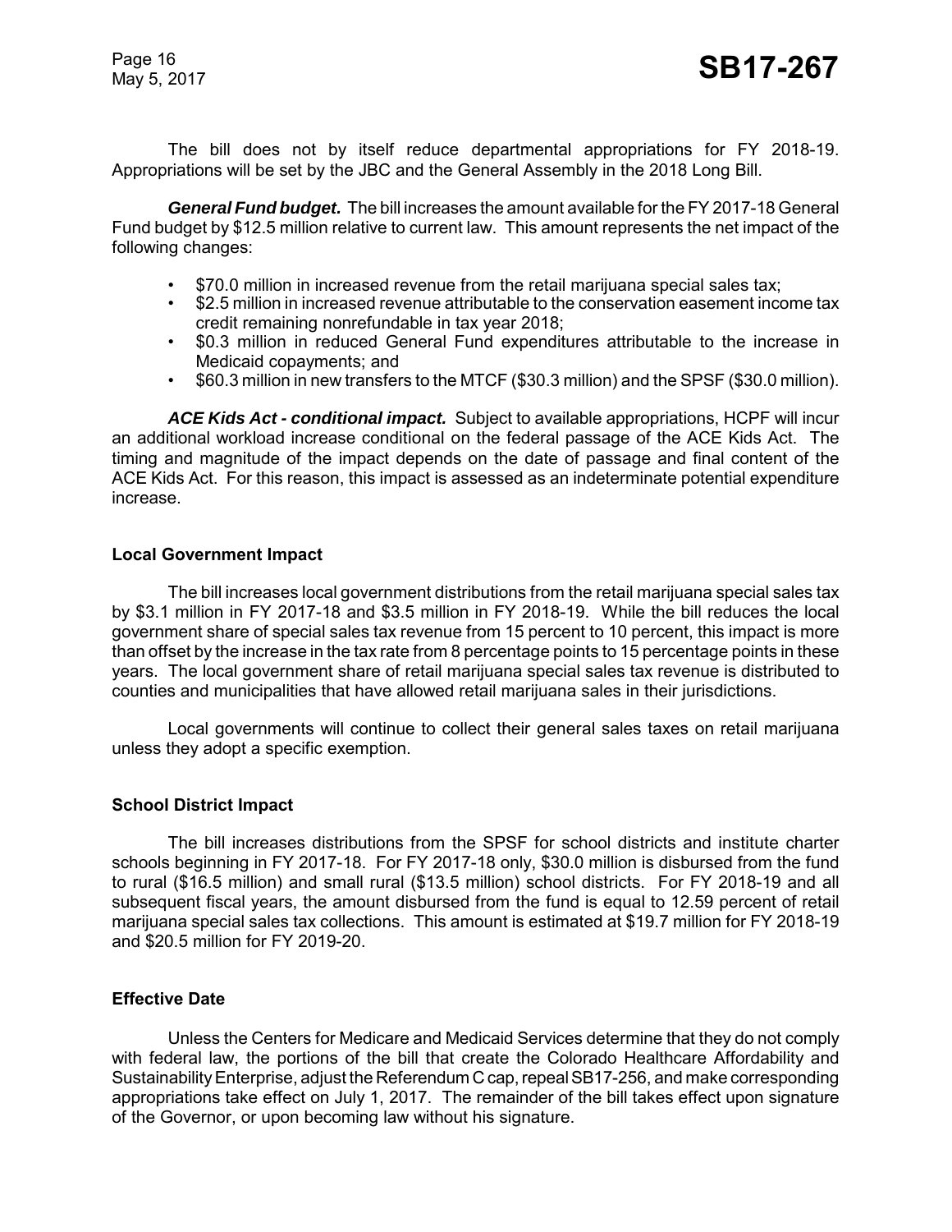The bill does not by itself reduce departmental appropriations for FY 2018-19. Appropriations will be set by the JBC and the General Assembly in the 2018 Long Bill.

***General Fund budget.*** The bill increases the amount available for the FY 2017-18 General Fund budget by $12.5 million relative to current law. This amount represents the net impact of the following changes:

- $70.0 million in increased revenue from the retail marijuana special sales tax;
- $2.5 million in increased revenue attributable to the conservation easement income tax credit remaining nonrefundable in tax year 2018;
- $0.3 million in reduced General Fund expenditures attributable to the increase in Medicaid copayments; and
- $60.3 million in new transfers to the MTCF ($30.3 million) and the SPSF ($30.0 million).

***ACE Kids Act - conditional impact.*** Subject to available appropriations, HCPF will incur an additional workload increase conditional on the federal passage of the ACE Kids Act. The timing and magnitude of the impact depends on the date of passage and final content of the ACE Kids Act. For this reason, this impact is assessed as an indeterminate potential expenditure increase.

### Local Government Impact

The bill increases local government distributions from the retail marijuana special sales tax by $3.1 million in FY 2017-18 and $3.5 million in FY 2018-19. While the bill reduces the local government share of special sales tax revenue from 15 percent to 10 percent, this impact is more than offset by the increase in the tax rate from 8 percentage points to 15 percentage points in these years. The local government share of retail marijuana special sales tax revenue is distributed to counties and municipalities that have allowed retail marijuana sales in their jurisdictions.

Local governments will continue to collect their general sales taxes on retail marijuana unless they adopt a specific exemption.

### School District Impact

The bill increases distributions from the SPSF for school districts and institute charter schools beginning in FY 2017-18. For FY 2017-18 only, $30.0 million is disbursed from the fund to rural ($16.5 million) and small rural ($13.5 million) school districts. For FY 2018-19 and all subsequent fiscal years, the amount disbursed from the fund is equal to 12.59 percent of retail marijuana special sales tax collections. This amount is estimated at $19.7 million for FY 2018-19 and $20.5 million for FY 2019-20.

### Effective Date

Unless the Centers for Medicare and Medicaid Services determine that they do not comply with federal law, the portions of the bill that create the Colorado Healthcare Affordability and Sustainability Enterprise, adjust the Referendum C cap, repeal SB17-256, and make corresponding appropriations take effect on July 1, 2017. The remainder of the bill takes effect upon signature of the Governor, or upon becoming law without his signature.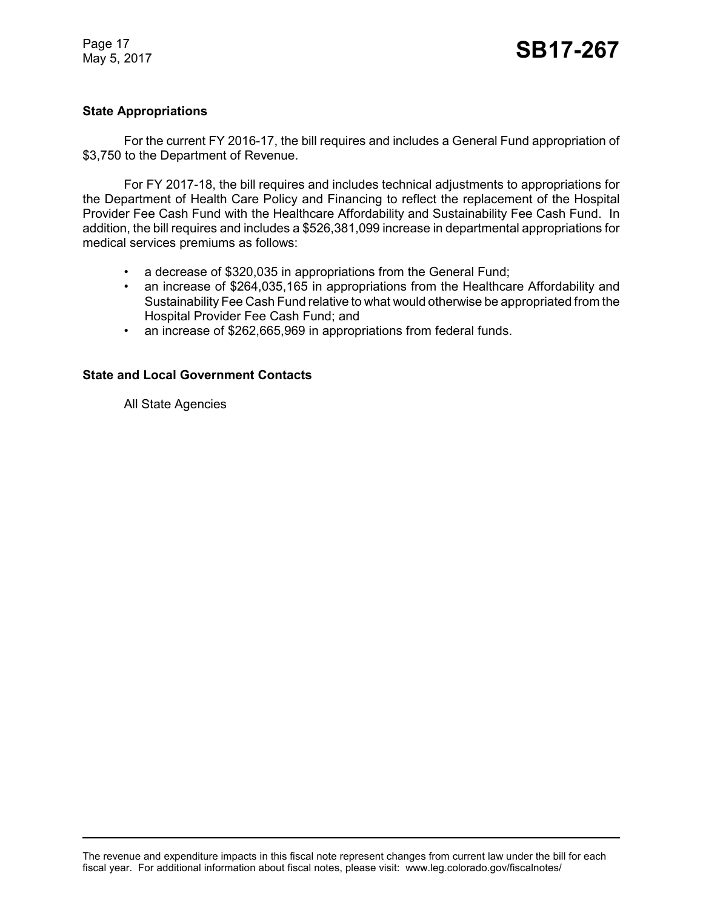**State Appropriations**

For the current FY 2016-17, the bill requires and includes a General Fund appropriation of $3,750 to the Department of Revenue.

For FY 2017-18, the bill requires and includes technical adjustments to appropriations for the Department of Health Care Policy and Financing to reflect the replacement of the Hospital Provider Fee Cash Fund with the Healthcare Affordability and Sustainability Fee Cash Fund. In addition, the bill requires and includes a $526,381,099 increase in departmental appropriations for medical services premiums as follows:

- a decrease of $320,035 in appropriations from the General Fund;
- an increase of $264,035,165 in appropriations from the Healthcare Affordability and Sustainability Fee Cash Fund relative to what would otherwise be appropriated from the Hospital Provider Fee Cash Fund; and
- an increase of $262,665,969 in appropriations from federal funds.

**State and Local Government Contacts**

All State Agencies

The revenue and expenditure impacts in this fiscal note represent changes from current law under the bill for each fiscal year. For additional information about fiscal notes, please visit: www.leg.colorado.gov/fiscalnotes/